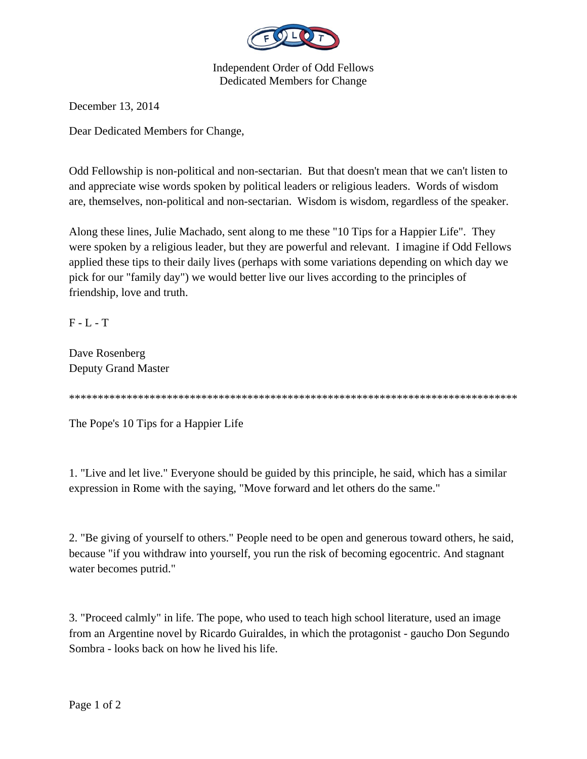Independent Order of Odd Fellows
Dedicated Members for Change

December 13, 2014

Dear Dedicated Members for Change,

Odd Fellowship is non-political and non-sectarian. But that doesn't mean that we can't listen to and appreciate wise words spoken by political leaders or religious leaders. Words of wisdom are, themselves, non-political and non-sectarian. Wisdom is wisdom, regardless of the speaker.

Along these lines, Julie Machado, sent along to me these "10 Tips for a Happier Life". They were spoken by a religious leader, but they are powerful and relevant. I imagine if Odd Fellows applied these tips to their daily lives (perhaps with some variations depending on which day we pick for our "family day") we would better live our lives according to the principles of friendship, love and truth.

F - L - T

Dave Rosenberg
Deputy Grand Master

*******************************************************************************

The Pope's 10 Tips for a Happier Life

1. "Live and let live." Everyone should be guided by this principle, he said, which has a similar expression in Rome with the saying, "Move forward and let others do the same."

2. "Be giving of yourself to others." People need to be open and generous toward others, he said, because "if you withdraw into yourself, you run the risk of becoming egocentric. And stagnant water becomes putrid."

3. "Proceed calmly" in life. The pope, who used to teach high school literature, used an image from an Argentine novel by Ricardo Guiraldes, in which the protagonist - gaucho Don Segundo Sombra - looks back on how he lived his life.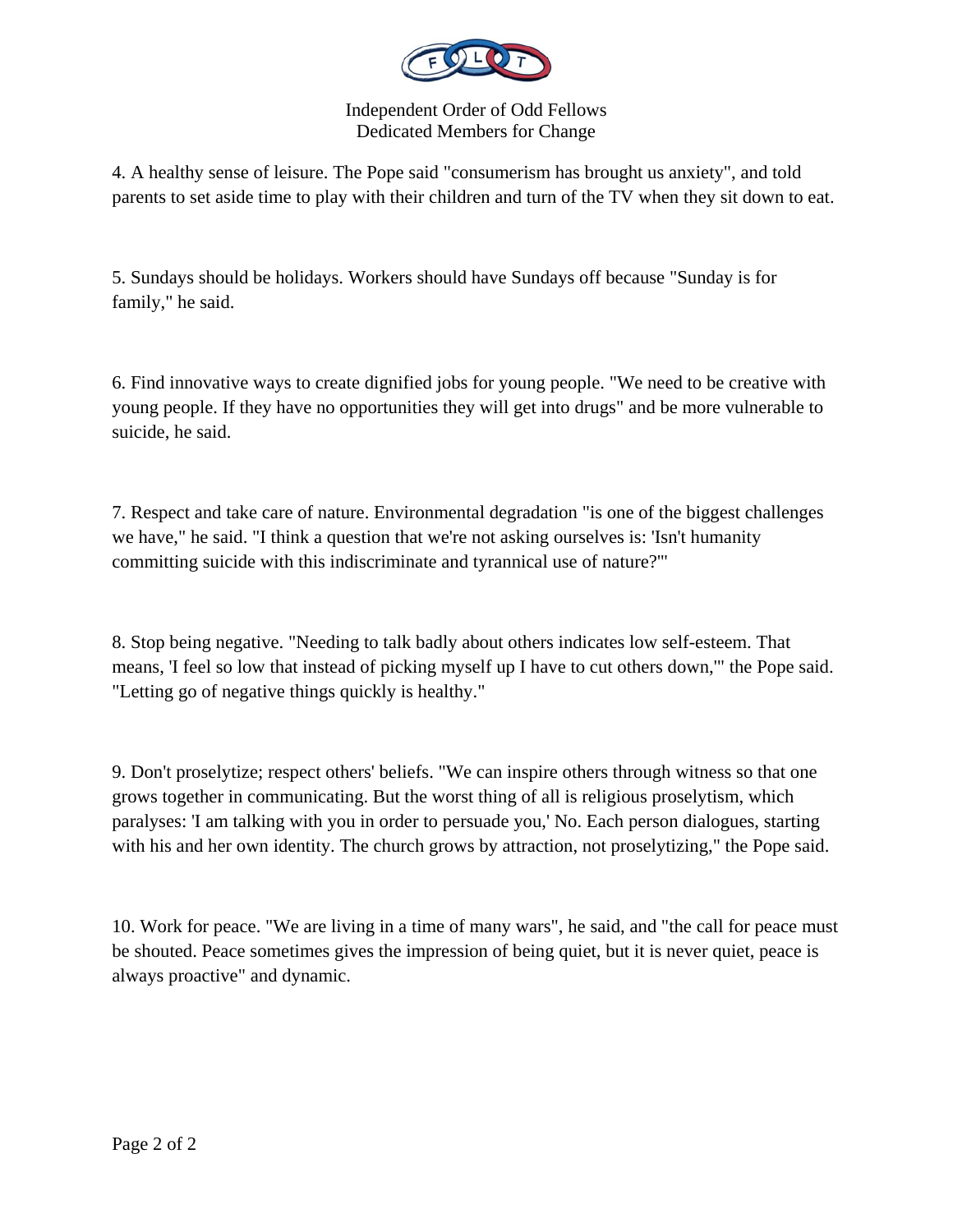4. A healthy sense of leisure. The Pope said "consumerism has brought us anxiety", and told parents to set aside time to play with their children and turn of the TV when they sit down to eat.

5. Sundays should be holidays. Workers should have Sundays off because "Sunday is for family," he said.

6. Find innovative ways to create dignified jobs for young people. "We need to be creative with young people. If they have no opportunities they will get into drugs" and be more vulnerable to suicide, he said.

7. Respect and take care of nature. Environmental degradation "is one of the biggest challenges we have," he said. "I think a question that we're not asking ourselves is: 'Isn't humanity committing suicide with this indiscriminate and tyrannical use of nature?'"

8. Stop being negative. "Needing to talk badly about others indicates low self-esteem. That means, 'I feel so low that instead of picking myself up I have to cut others down,'" the Pope said. "Letting go of negative things quickly is healthy."

9. Don't proselytize; respect others' beliefs. "We can inspire others through witness so that one grows together in communicating. But the worst thing of all is religious proselytism, which paralyses: 'I am talking with you in order to persuade you,' No. Each person dialogues, starting with his and her own identity. The church grows by attraction, not proselytizing," the Pope said.

10. Work for peace. "We are living in a time of many wars", he said, and "the call for peace must be shouted. Peace sometimes gives the impression of being quiet, but it is never quiet, peace is always proactive" and dynamic.